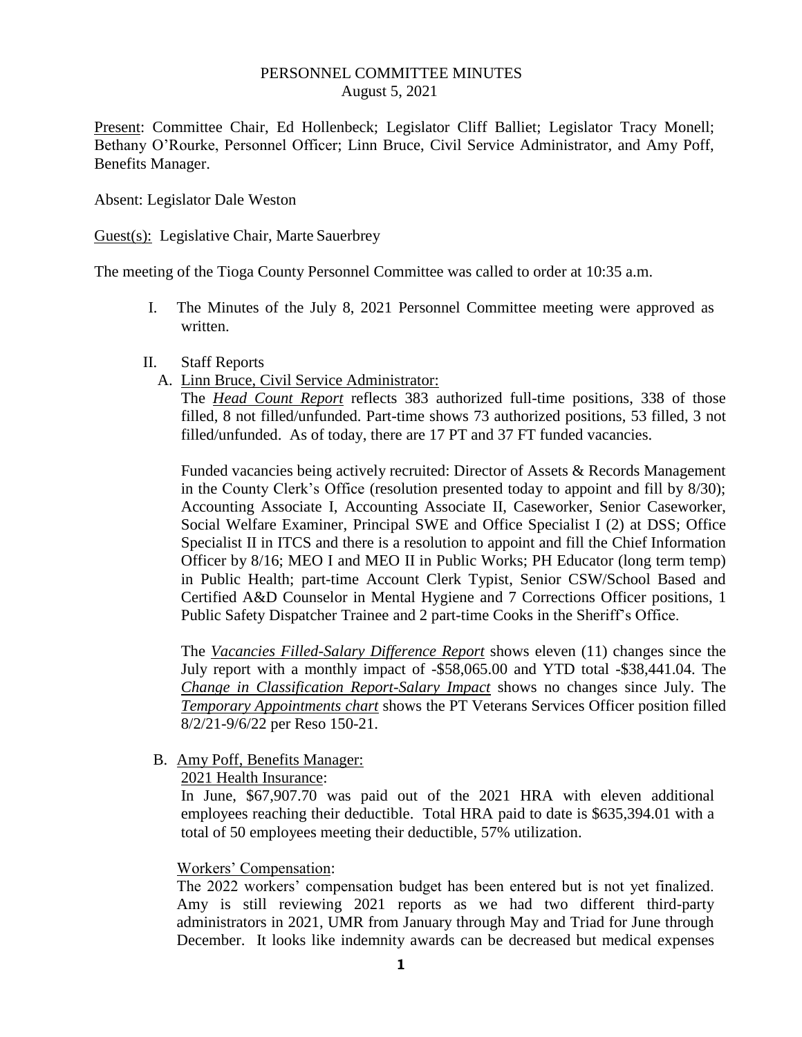PERSONNEL COMMITTEE MINUTES
August 5, 2021

<u>Present</u>: Committee Chair, Ed Hollenbeck; Legislator Cliff Balliet; Legislator Tracy Monell; Bethany O'Rourke, Personnel Officer; Linn Bruce, Civil Service Administrator, and Amy Poff, Benefits Manager.

Absent: Legislator Dale Weston

<u>Guest(s):</u> Legislative Chair, Marte Sauerbrey

The meeting of the Tioga County Personnel Committee was called to order at 10:35 a.m.

I. The Minutes of the July 8, 2021 Personnel Committee meeting were approved as written.

II. Staff Reports

A. <u>Linn Bruce, Civil Service Administrator:</u>

The ***Head Count Report*** reflects 383 authorized full-time positions, 338 of those filled, 8 not filled/unfunded. Part-time shows 73 authorized positions, 53 filled, 3 not filled/unfunded. As of today, there are 17 PT and 37 FT funded vacancies.

Funded vacancies being actively recruited: Director of Assets & Records Management in the County Clerk's Office (resolution presented today to appoint and fill by 8/30); Accounting Associate I, Accounting Associate II, Caseworker, Senior Caseworker, Social Welfare Examiner, Principal SWE and Office Specialist I (2) at DSS; Office Specialist II in ITCS and there is a resolution to appoint and fill the Chief Information Officer by 8/16; MEO I and MEO II in Public Works; PH Educator (long term temp) in Public Health; part-time Account Clerk Typist, Senior CSW/School Based and Certified A&D Counselor in Mental Hygiene and 7 Corrections Officer positions, 1 Public Safety Dispatcher Trainee and 2 part-time Cooks in the Sheriff's Office.

The ***Vacancies Filled-Salary Difference Report*** shows eleven (11) changes since the July report with a monthly impact of -$58,065.00 and YTD total -$38,441.04. The ***Change in Classification Report-Salary Impact*** shows no changes since July. The ***Temporary Appointments chart*** shows the PT Veterans Services Officer position filled 8/2/21-9/6/22 per Reso 150-21.

B. <u>Amy Poff, Benefits Manager:</u>

<u>2021 Health Insurance</u>:

In June, $67,907.70 was paid out of the 2021 HRA with eleven additional employees reaching their deductible. Total HRA paid to date is $635,394.01 with a total of 50 employees meeting their deductible, 57% utilization.

<u>Workers' Compensation</u>:

The 2022 workers' compensation budget has been entered but is not yet finalized. Amy is still reviewing 2021 reports as we had two different third-party administrators in 2021, UMR from January through May and Triad for June through December. It looks like indemnity awards can be decreased but medical expenses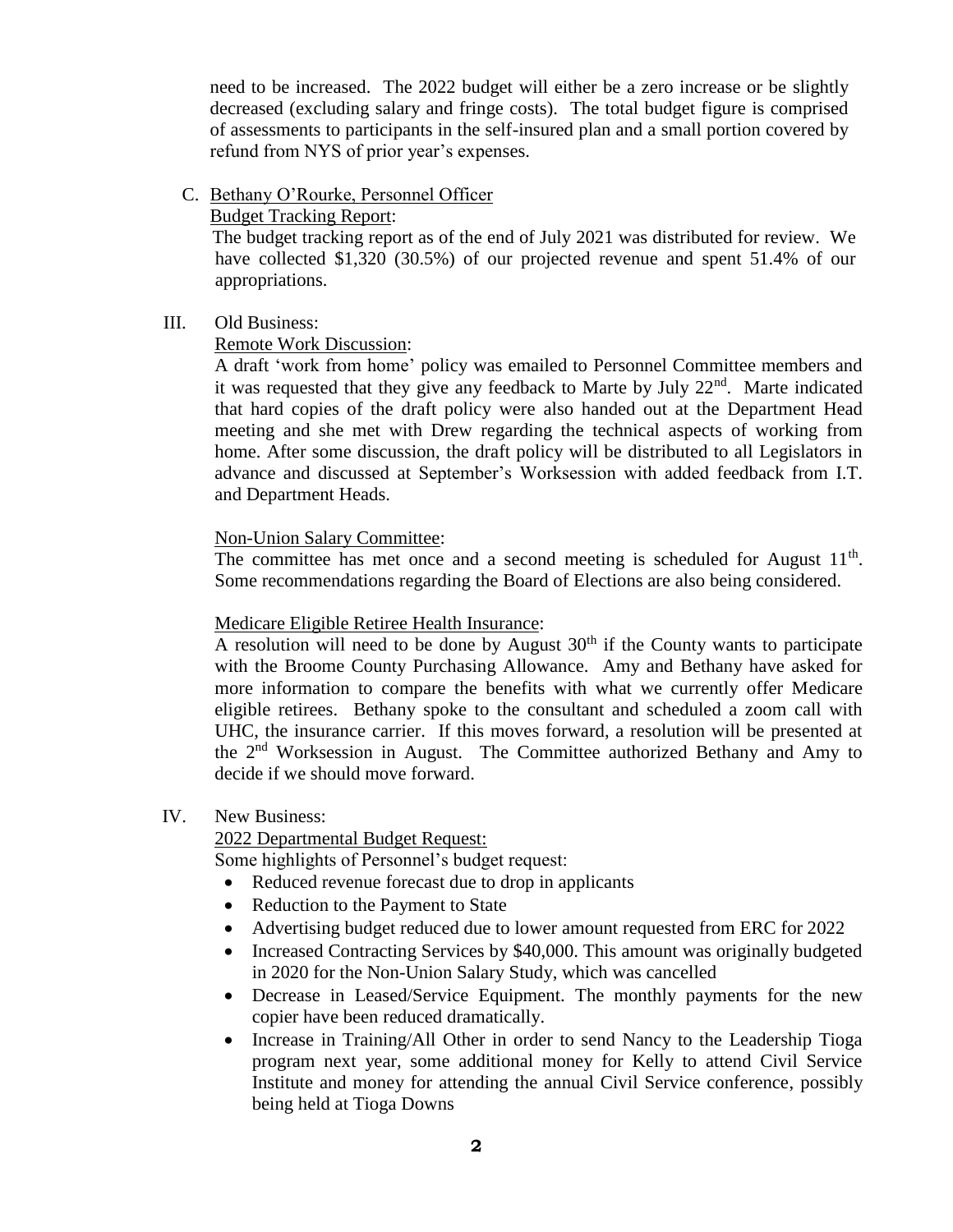need to be increased. The 2022 budget will either be a zero increase or be slightly decreased (excluding salary and fringe costs). The total budget figure is comprised of assessments to participants in the self-insured plan and a small portion covered by refund from NYS of prior year's expenses.

C. Bethany O'Rourke, Personnel Officer

Budget Tracking Report:

The budget tracking report as of the end of July 2021 was distributed for review. We have collected $1,320 (30.5%) of our projected revenue and spent 51.4% of our appropriations.

III. Old Business:

Remote Work Discussion:

A draft 'work from home' policy was emailed to Personnel Committee members and it was requested that they give any feedback to Marte by July 22nd. Marte indicated that hard copies of the draft policy were also handed out at the Department Head meeting and she met with Drew regarding the technical aspects of working from home. After some discussion, the draft policy will be distributed to all Legislators in advance and discussed at September's Worksession with added feedback from I.T. and Department Heads.

Non-Union Salary Committee:

The committee has met once and a second meeting is scheduled for August 11th. Some recommendations regarding the Board of Elections are also being considered.

Medicare Eligible Retiree Health Insurance:

A resolution will need to be done by August 30th if the County wants to participate with the Broome County Purchasing Allowance. Amy and Bethany have asked for more information to compare the benefits with what we currently offer Medicare eligible retirees. Bethany spoke to the consultant and scheduled a zoom call with UHC, the insurance carrier. If this moves forward, a resolution will be presented at the 2nd Worksession in August. The Committee authorized Bethany and Amy to decide if we should move forward.

IV. New Business:

2022 Departmental Budget Request:

Some highlights of Personnel's budget request:

- Reduced revenue forecast due to drop in applicants
- Reduction to the Payment to State
- Advertising budget reduced due to lower amount requested from ERC for 2022
- Increased Contracting Services by $40,000. This amount was originally budgeted in 2020 for the Non-Union Salary Study, which was cancelled
- Decrease in Leased/Service Equipment. The monthly payments for the new copier have been reduced dramatically.
- Increase in Training/All Other in order to send Nancy to the Leadership Tioga program next year, some additional money for Kelly to attend Civil Service Institute and money for attending the annual Civil Service conference, possibly being held at Tioga Downs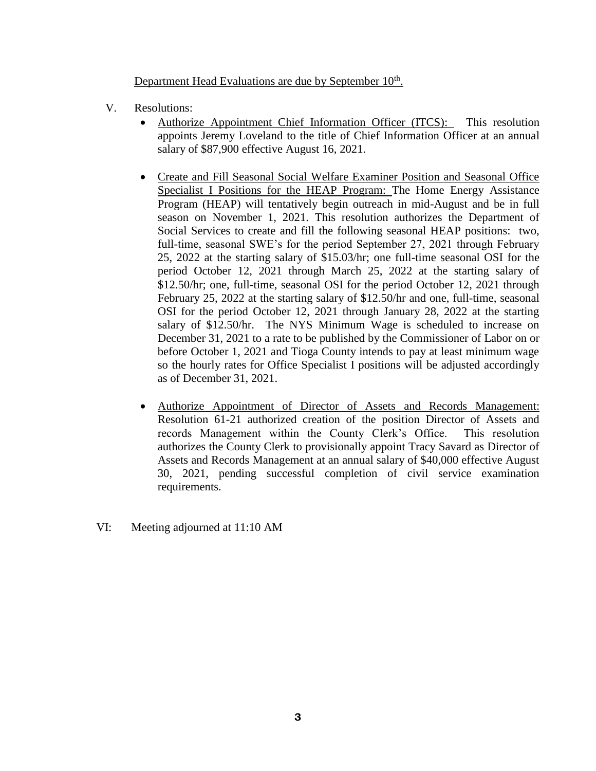Department Head Evaluations are due by September 10th.

V. Resolutions:

- Authorize Appointment Chief Information Officer (ITCS): This resolution appoints Jeremy Loveland to the title of Chief Information Officer at an annual salary of $87,900 effective August 16, 2021.

- Create and Fill Seasonal Social Welfare Examiner Position and Seasonal Office Specialist I Positions for the HEAP Program: The Home Energy Assistance Program (HEAP) will tentatively begin outreach in mid-August and be in full season on November 1, 2021. This resolution authorizes the Department of Social Services to create and fill the following seasonal HEAP positions: two, full-time, seasonal SWE's for the period September 27, 2021 through February 25, 2022 at the starting salary of $15.03/hr; one full-time seasonal OSI for the period October 12, 2021 through March 25, 2022 at the starting salary of $12.50/hr; one, full-time, seasonal OSI for the period October 12, 2021 through February 25, 2022 at the starting salary of $12.50/hr and one, full-time, seasonal OSI for the period October 12, 2021 through January 28, 2022 at the starting salary of $12.50/hr. The NYS Minimum Wage is scheduled to increase on December 31, 2021 to a rate to be published by the Commissioner of Labor on or before October 1, 2021 and Tioga County intends to pay at least minimum wage so the hourly rates for Office Specialist I positions will be adjusted accordingly as of December 31, 2021.

- Authorize Appointment of Director of Assets and Records Management: Resolution 61-21 authorized creation of the position Director of Assets and records Management within the County Clerk's Office. This resolution authorizes the County Clerk to provisionally appoint Tracy Savard as Director of Assets and Records Management at an annual salary of $40,000 effective August 30, 2021, pending successful completion of civil service examination requirements.

VI: Meeting adjourned at 11:10 AM